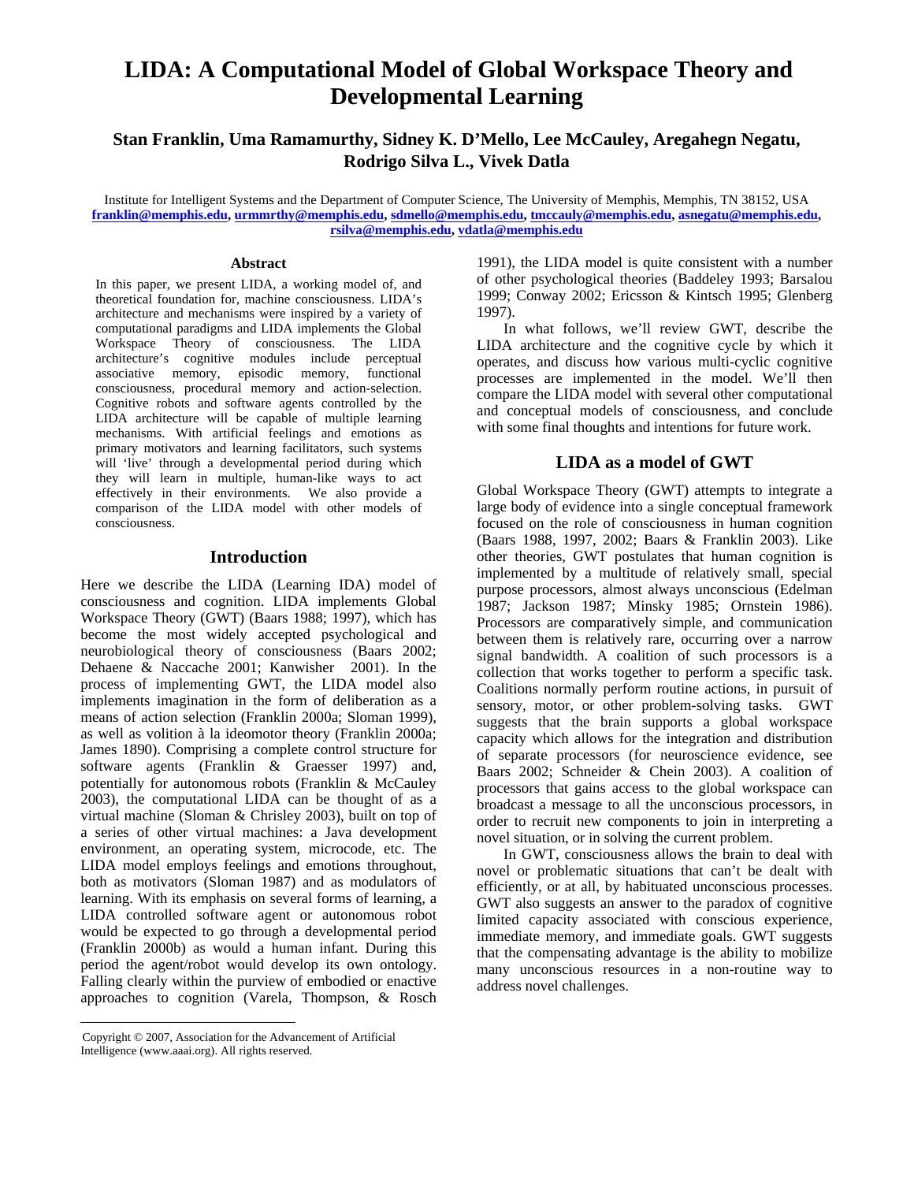# LIDA: A Computational Model of Global Workspace Theory and Developmental Learning

**Stan Franklin, Uma Ramamurthy, Sidney K. D'Mello, Lee McCauley, Aregahegn Negatu, Rodrigo Silva L., Vivek Datla**

Institute for Intelligent Systems and the Department of Computer Science, The University of Memphis, Memphis, TN 38152, USA
franklin@memphis.edu, urmmrthy@memphis.edu, sdmello@memphis.edu, tmccauly@memphis.edu, asnegatu@memphis.edu, rsilva@memphis.edu, vdatla@memphis.edu

## Abstract

In this paper, we present LIDA, a working model of, and theoretical foundation for, machine consciousness. LIDA's architecture and mechanisms were inspired by a variety of computational paradigms and LIDA implements the Global Workspace Theory of consciousness. The LIDA architecture's cognitive modules include perceptual associative memory, episodic memory, functional consciousness, procedural memory and action-selection. Cognitive robots and software agents controlled by the LIDA architecture will be capable of multiple learning mechanisms. With artificial feelings and emotions as primary motivators and learning facilitators, such systems will 'live' through a developmental period during which they will learn in multiple, human-like ways to act effectively in their environments. We also provide a comparison of the LIDA model with other models of consciousness.

## Introduction

Here we describe the LIDA (Learning IDA) model of consciousness and cognition. LIDA implements Global Workspace Theory (GWT) (Baars 1988; 1997), which has become the most widely accepted psychological and neurobiological theory of consciousness (Baars 2002; Dehaene & Naccache 2001; Kanwisher 2001). In the process of implementing GWT, the LIDA model also implements imagination in the form of deliberation as a means of action selection (Franklin 2000a; Sloman 1999), as well as volition à la ideomotor theory (Franklin 2000a; James 1890). Comprising a complete control structure for software agents (Franklin & Graesser 1997) and, potentially for autonomous robots (Franklin & McCauley 2003), the computational LIDA can be thought of as a virtual machine (Sloman & Chrisley 2003), built on top of a series of other virtual machines: a Java development environment, an operating system, microcode, etc. The LIDA model employs feelings and emotions throughout, both as motivators (Sloman 1987) and as modulators of learning. With its emphasis on several forms of learning, a LIDA controlled software agent or autonomous robot would be expected to go through a developmental period (Franklin 2000b) as would a human infant. During this period the agent/robot would develop its own ontology. Falling clearly within the purview of embodied or enactive approaches to cognition (Varela, Thompson, & Rosch 1991), the LIDA model is quite consistent with a number of other psychological theories (Baddeley 1993; Barsalou 1999; Conway 2002; Ericsson & Kintsch 1995; Glenberg 1997).

In what follows, we'll review GWT, describe the LIDA architecture and the cognitive cycle by which it operates, and discuss how various multi-cyclic cognitive processes are implemented in the model. We'll then compare the LIDA model with several other computational and conceptual models of consciousness, and conclude with some final thoughts and intentions for future work.

## LIDA as a model of GWT

Global Workspace Theory (GWT) attempts to integrate a large body of evidence into a single conceptual framework focused on the role of consciousness in human cognition (Baars 1988, 1997, 2002; Baars & Franklin 2003). Like other theories, GWT postulates that human cognition is implemented by a multitude of relatively small, special purpose processors, almost always unconscious (Edelman 1987; Jackson 1987; Minsky 1985; Ornstein 1986). Processors are comparatively simple, and communication between them is relatively rare, occurring over a narrow signal bandwidth. A coalition of such processors is a collection that works together to perform a specific task. Coalitions normally perform routine actions, in pursuit of sensory, motor, or other problem-solving tasks. GWT suggests that the brain supports a global workspace capacity which allows for the integration and distribution of separate processors (for neuroscience evidence, see Baars 2002; Schneider & Chein 2003). A coalition of processors that gains access to the global workspace can broadcast a message to all the unconscious processors, in order to recruit new components to join in interpreting a novel situation, or in solving the current problem.

In GWT, consciousness allows the brain to deal with novel or problematic situations that can't be dealt with efficiently, or at all, by habituated unconscious processes. GWT also suggests an answer to the paradox of cognitive limited capacity associated with conscious experience, immediate memory, and immediate goals. GWT suggests that the compensating advantage is the ability to mobilize many unconscious resources in a non-routine way to address novel challenges.

Copyright © 2007, Association for the Advancement of Artificial Intelligence (www.aaai.org). All rights reserved.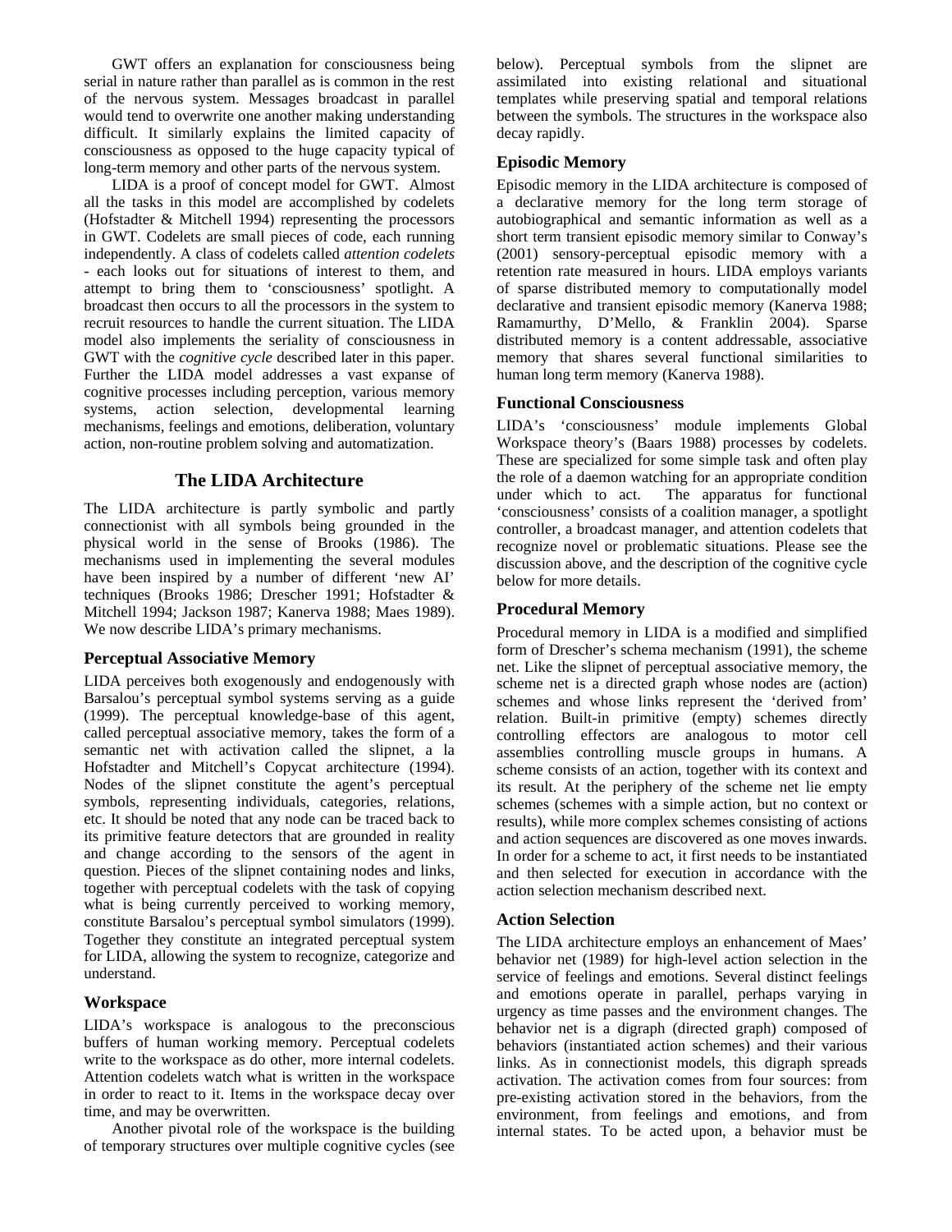GWT offers an explanation for consciousness being serial in nature rather than parallel as is common in the rest of the nervous system. Messages broadcast in parallel would tend to overwrite one another making understanding difficult. It similarly explains the limited capacity of consciousness as opposed to the huge capacity typical of long-term memory and other parts of the nervous system.

LIDA is a proof of concept model for GWT. Almost all the tasks in this model are accomplished by codelets (Hofstadter & Mitchell 1994) representing the processors in GWT. Codelets are small pieces of code, each running independently. A class of codelets called *attention codelets* - each looks out for situations of interest to them, and attempt to bring them to 'consciousness' spotlight. A broadcast then occurs to all the processors in the system to recruit resources to handle the current situation. The LIDA model also implements the seriality of consciousness in GWT with the *cognitive cycle* described later in this paper. Further the LIDA model addresses a vast expanse of cognitive processes including perception, various memory systems, action selection, developmental learning mechanisms, feelings and emotions, deliberation, voluntary action, non-routine problem solving and automatization.

## The LIDA Architecture

The LIDA architecture is partly symbolic and partly connectionist with all symbols being grounded in the physical world in the sense of Brooks (1986). The mechanisms used in implementing the several modules have been inspired by a number of different 'new AI' techniques (Brooks 1986; Drescher 1991; Hofstadter & Mitchell 1994; Jackson 1987; Kanerva 1988; Maes 1989). We now describe LIDA's primary mechanisms.

### Perceptual Associative Memory

LIDA perceives both exogenously and endogenously with Barsalou's perceptual symbol systems serving as a guide (1999). The perceptual knowledge-base of this agent, called perceptual associative memory, takes the form of a semantic net with activation called the slipnet, a la Hofstadter and Mitchell's Copycat architecture (1994). Nodes of the slipnet constitute the agent's perceptual symbols, representing individuals, categories, relations, etc. It should be noted that any node can be traced back to its primitive feature detectors that are grounded in reality and change according to the sensors of the agent in question. Pieces of the slipnet containing nodes and links, together with perceptual codelets with the task of copying what is being currently perceived to working memory, constitute Barsalou's perceptual symbol simulators (1999). Together they constitute an integrated perceptual system for LIDA, allowing the system to recognize, categorize and understand.

### Workspace

LIDA's workspace is analogous to the preconscious buffers of human working memory. Perceptual codelets write to the workspace as do other, more internal codelets. Attention codelets watch what is written in the workspace in order to react to it. Items in the workspace decay over time, and may be overwritten.

Another pivotal role of the workspace is the building of temporary structures over multiple cognitive cycles (see below). Perceptual symbols from the slipnet are assimilated into existing relational and situational templates while preserving spatial and temporal relations between the symbols. The structures in the workspace also decay rapidly.

### Episodic Memory

Episodic memory in the LIDA architecture is composed of a declarative memory for the long term storage of autobiographical and semantic information as well as a short term transient episodic memory similar to Conway's (2001) sensory-perceptual episodic memory with a retention rate measured in hours. LIDA employs variants of sparse distributed memory to computationally model declarative and transient episodic memory (Kanerva 1988; Ramamurthy, D'Mello, & Franklin 2004). Sparse distributed memory is a content addressable, associative memory that shares several functional similarities to human long term memory (Kanerva 1988).

### Functional Consciousness

LIDA's 'consciousness' module implements Global Workspace theory's (Baars 1988) processes by codelets. These are specialized for some simple task and often play the role of a daemon watching for an appropriate condition under which to act. The apparatus for functional 'consciousness' consists of a coalition manager, a spotlight controller, a broadcast manager, and attention codelets that recognize novel or problematic situations. Please see the discussion above, and the description of the cognitive cycle below for more details.

### Procedural Memory

Procedural memory in LIDA is a modified and simplified form of Drescher's schema mechanism (1991), the scheme net. Like the slipnet of perceptual associative memory, the scheme net is a directed graph whose nodes are (action) schemes and whose links represent the 'derived from' relation. Built-in primitive (empty) schemes directly controlling effectors are analogous to motor cell assemblies controlling muscle groups in humans. A scheme consists of an action, together with its context and its result. At the periphery of the scheme net lie empty schemes (schemes with a simple action, but no context or results), while more complex schemes consisting of actions and action sequences are discovered as one moves inwards. In order for a scheme to act, it first needs to be instantiated and then selected for execution in accordance with the action selection mechanism described next.

### Action Selection

The LIDA architecture employs an enhancement of Maes' behavior net (1989) for high-level action selection in the service of feelings and emotions. Several distinct feelings and emotions operate in parallel, perhaps varying in urgency as time passes and the environment changes. The behavior net is a digraph (directed graph) composed of behaviors (instantiated action schemes) and their various links. As in connectionist models, this digraph spreads activation. The activation comes from four sources: from pre-existing activation stored in the behaviors, from the environment, from feelings and emotions, and from internal states. To be acted upon, a behavior must be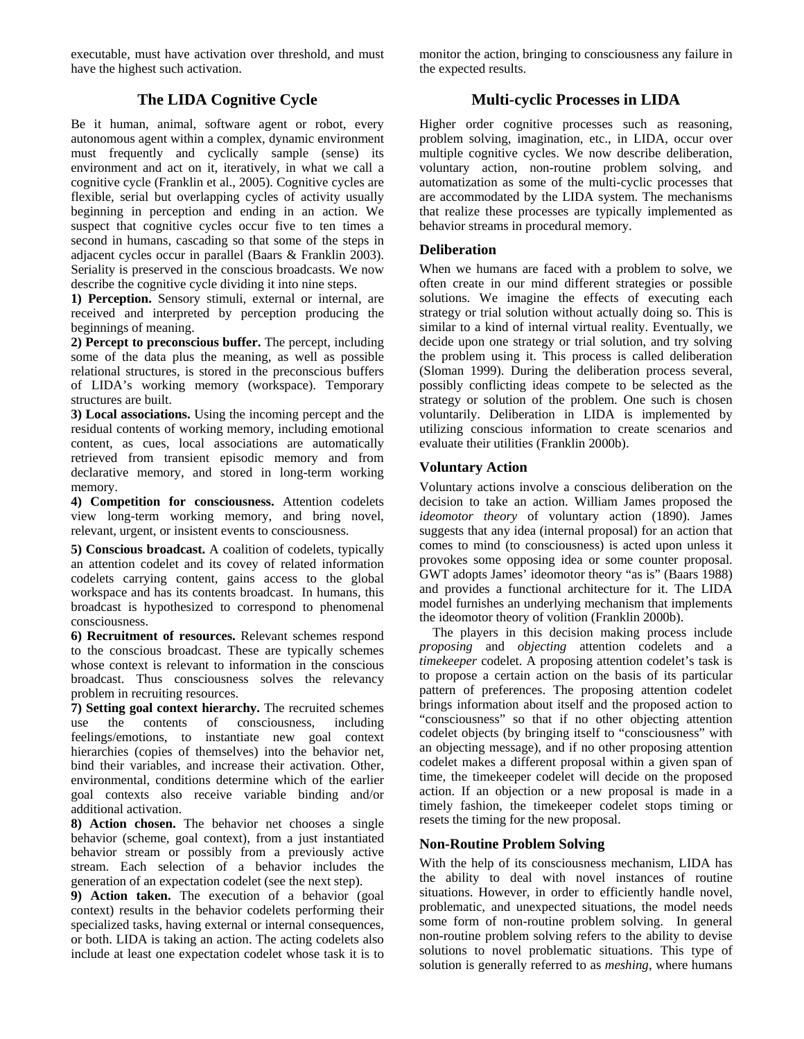executable, must have activation over threshold, and must have the highest such activation.

## The LIDA Cognitive Cycle

Be it human, animal, software agent or robot, every autonomous agent within a complex, dynamic environment must frequently and cyclically sample (sense) its environment and act on it, iteratively, in what we call a cognitive cycle (Franklin et al., 2005). Cognitive cycles are flexible, serial but overlapping cycles of activity usually beginning in perception and ending in an action. We suspect that cognitive cycles occur five to ten times a second in humans, cascading so that some of the steps in adjacent cycles occur in parallel (Baars & Franklin 2003). Seriality is preserved in the conscious broadcasts. We now describe the cognitive cycle dividing it into nine steps.

**1) Perception.** Sensory stimuli, external or internal, are received and interpreted by perception producing the beginnings of meaning.

**2) Percept to preconscious buffer.** The percept, including some of the data plus the meaning, as well as possible relational structures, is stored in the preconscious buffers of LIDA's working memory (workspace). Temporary structures are built.

**3) Local associations.** Using the incoming percept and the residual contents of working memory, including emotional content, as cues, local associations are automatically retrieved from transient episodic memory and from declarative memory, and stored in long-term working memory.

**4) Competition for consciousness.** Attention codelets view long-term working memory, and bring novel, relevant, urgent, or insistent events to consciousness.

**5) Conscious broadcast.** A coalition of codelets, typically an attention codelet and its covey of related information codelets carrying content, gains access to the global workspace and has its contents broadcast. In humans, this broadcast is hypothesized to correspond to phenomenal consciousness.

**6) Recruitment of resources.** Relevant schemes respond to the conscious broadcast. These are typically schemes whose context is relevant to information in the conscious broadcast. Thus consciousness solves the relevancy problem in recruiting resources.

**7) Setting goal context hierarchy.** The recruited schemes use the contents of consciousness, including feelings/emotions, to instantiate new goal context hierarchies (copies of themselves) into the behavior net, bind their variables, and increase their activation. Other, environmental, conditions determine which of the earlier goal contexts also receive variable binding and/or additional activation.

**8) Action chosen.** The behavior net chooses a single behavior (scheme, goal context), from a just instantiated behavior stream or possibly from a previously active stream. Each selection of a behavior includes the generation of an expectation codelet (see the next step).

**9) Action taken.** The execution of a behavior (goal context) results in the behavior codelets performing their specialized tasks, having external or internal consequences, or both. LIDA is taking an action. The acting codelets also include at least one expectation codelet whose task it is to monitor the action, bringing to consciousness any failure in the expected results.

## Multi-cyclic Processes in LIDA

Higher order cognitive processes such as reasoning, problem solving, imagination, etc., in LIDA, occur over multiple cognitive cycles. We now describe deliberation, voluntary action, non-routine problem solving, and automatization as some of the multi-cyclic processes that are accommodated by the LIDA system. The mechanisms that realize these processes are typically implemented as behavior streams in procedural memory.

### Deliberation

When we humans are faced with a problem to solve, we often create in our mind different strategies or possible solutions. We imagine the effects of executing each strategy or trial solution without actually doing so. This is similar to a kind of internal virtual reality. Eventually, we decide upon one strategy or trial solution, and try solving the problem using it. This process is called deliberation (Sloman 1999). During the deliberation process several, possibly conflicting ideas compete to be selected as the strategy or solution of the problem. One such is chosen voluntarily. Deliberation in LIDA is implemented by utilizing conscious information to create scenarios and evaluate their utilities (Franklin 2000b).

### Voluntary Action

Voluntary actions involve a conscious deliberation on the decision to take an action. William James proposed the *ideomotor theory* of voluntary action (1890). James suggests that any idea (internal proposal) for an action that comes to mind (to consciousness) is acted upon unless it provokes some opposing idea or some counter proposal. GWT adopts James' ideomotor theory "as is" (Baars 1988) and provides a functional architecture for it. The LIDA model furnishes an underlying mechanism that implements the ideomotor theory of volition (Franklin 2000b).

The players in this decision making process include *proposing* and *objecting* attention codelets and a *timekeeper* codelet. A proposing attention codelet's task is to propose a certain action on the basis of its particular pattern of preferences. The proposing attention codelet brings information about itself and the proposed action to "consciousness" so that if no other objecting attention codelet objects (by bringing itself to "consciousness" with an objecting message), and if no other proposing attention codelet makes a different proposal within a given span of time, the timekeeper codelet will decide on the proposed action. If an objection or a new proposal is made in a timely fashion, the timekeeper codelet stops timing or resets the timing for the new proposal.

### Non-Routine Problem Solving

With the help of its consciousness mechanism, LIDA has the ability to deal with novel instances of routine situations. However, in order to efficiently handle novel, problematic, and unexpected situations, the model needs some form of non-routine problem solving. In general non-routine problem solving refers to the ability to devise solutions to novel problematic situations. This type of solution is generally referred to as *meshing*, where humans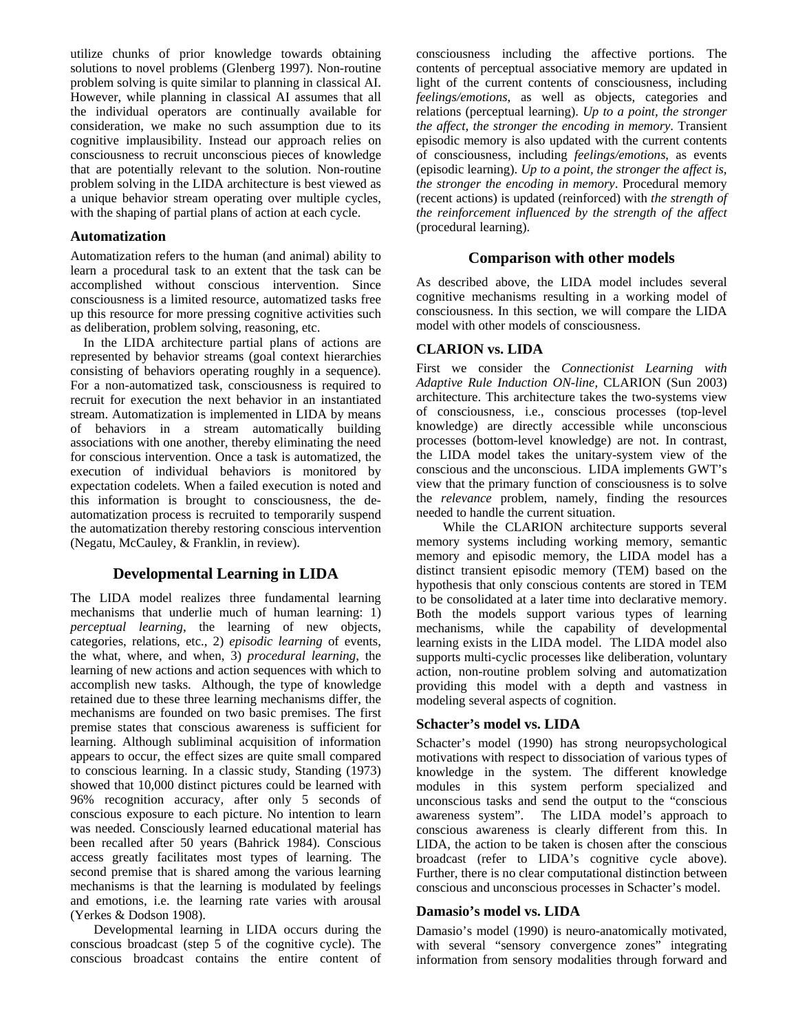utilize chunks of prior knowledge towards obtaining solutions to novel problems (Glenberg 1997). Non-routine problem solving is quite similar to planning in classical AI. However, while planning in classical AI assumes that all the individual operators are continually available for consideration, we make no such assumption due to its cognitive implausibility. Instead our approach relies on consciousness to recruit unconscious pieces of knowledge that are potentially relevant to the solution. Non-routine problem solving in the LIDA architecture is best viewed as a unique behavior stream operating over multiple cycles, with the shaping of partial plans of action at each cycle.

### Automatization

Automatization refers to the human (and animal) ability to learn a procedural task to an extent that the task can be accomplished without conscious intervention. Since consciousness is a limited resource, automatized tasks free up this resource for more pressing cognitive activities such as deliberation, problem solving, reasoning, etc.

In the LIDA architecture partial plans of actions are represented by behavior streams (goal context hierarchies consisting of behaviors operating roughly in a sequence). For a non-automatized task, consciousness is required to recruit for execution the next behavior in an instantiated stream. Automatization is implemented in LIDA by means of behaviors in a stream automatically building associations with one another, thereby eliminating the need for conscious intervention. Once a task is automatized, the execution of individual behaviors is monitored by expectation codelets. When a failed execution is noted and this information is brought to consciousness, the de-automatization process is recruited to temporarily suspend the automatization thereby restoring conscious intervention (Negatu, McCauley, & Franklin, in review).

## Developmental Learning in LIDA

The LIDA model realizes three fundamental learning mechanisms that underlie much of human learning: 1) *perceptual learning*, the learning of new objects, categories, relations, etc., 2) *episodic learning* of events, the what, where, and when, 3) *procedural learning*, the learning of new actions and action sequences with which to accomplish new tasks. Although, the type of knowledge retained due to these three learning mechanisms differ, the mechanisms are founded on two basic premises. The first premise states that conscious awareness is sufficient for learning. Although subliminal acquisition of information appears to occur, the effect sizes are quite small compared to conscious learning. In a classic study, Standing (1973) showed that 10,000 distinct pictures could be learned with 96% recognition accuracy, after only 5 seconds of conscious exposure to each picture. No intention to learn was needed. Consciously learned educational material has been recalled after 50 years (Bahrick 1984). Conscious access greatly facilitates most types of learning. The second premise that is shared among the various learning mechanisms is that the learning is modulated by feelings and emotions, i.e. the learning rate varies with arousal (Yerkes & Dodson 1908).

Developmental learning in LIDA occurs during the conscious broadcast (step 5 of the cognitive cycle). The conscious broadcast contains the entire content of consciousness including the affective portions. The contents of perceptual associative memory are updated in light of the current contents of consciousness, including *feelings/emotions*, as well as objects, categories and relations (perceptual learning). *Up to a point, the stronger the affect, the stronger the encoding in memory*. Transient episodic memory is also updated with the current contents of consciousness, including *feelings/emotions*, as events (episodic learning). *Up to a point, the stronger the affect is, the stronger the encoding in memory*. Procedural memory (recent actions) is updated (reinforced) with *the strength of the reinforcement influenced by the strength of the affect* (procedural learning).

## Comparison with other models

As described above, the LIDA model includes several cognitive mechanisms resulting in a working model of consciousness. In this section, we will compare the LIDA model with other models of consciousness.

### CLARION vs. LIDA

First we consider the *Connectionist Learning with Adaptive Rule Induction ON-line*, CLARION (Sun 2003) architecture. This architecture takes the two-systems view of consciousness, i.e., conscious processes (top-level knowledge) are directly accessible while unconscious processes (bottom-level knowledge) are not. In contrast, the LIDA model takes the unitary-system view of the conscious and the unconscious. LIDA implements GWT's view that the primary function of consciousness is to solve the *relevance* problem, namely, finding the resources needed to handle the current situation.

While the CLARION architecture supports several memory systems including working memory, semantic memory and episodic memory, the LIDA model has a distinct transient episodic memory (TEM) based on the hypothesis that only conscious contents are stored in TEM to be consolidated at a later time into declarative memory. Both the models support various types of learning mechanisms, while the capability of developmental learning exists in the LIDA model. The LIDA model also supports multi-cyclic processes like deliberation, voluntary action, non-routine problem solving and automatization providing this model with a depth and vastness in modeling several aspects of cognition.

### Schacter's model vs. LIDA

Schacter's model (1990) has strong neuropsychological motivations with respect to dissociation of various types of knowledge in the system. The different knowledge modules in this system perform specialized and unconscious tasks and send the output to the "conscious awareness system". The LIDA model's approach to conscious awareness is clearly different from this. In LIDA, the action to be taken is chosen after the conscious broadcast (refer to LIDA's cognitive cycle above). Further, there is no clear computational distinction between conscious and unconscious processes in Schacter's model.

### Damasio's model vs. LIDA

Damasio's model (1990) is neuro-anatomically motivated, with several "sensory convergence zones" integrating information from sensory modalities through forward and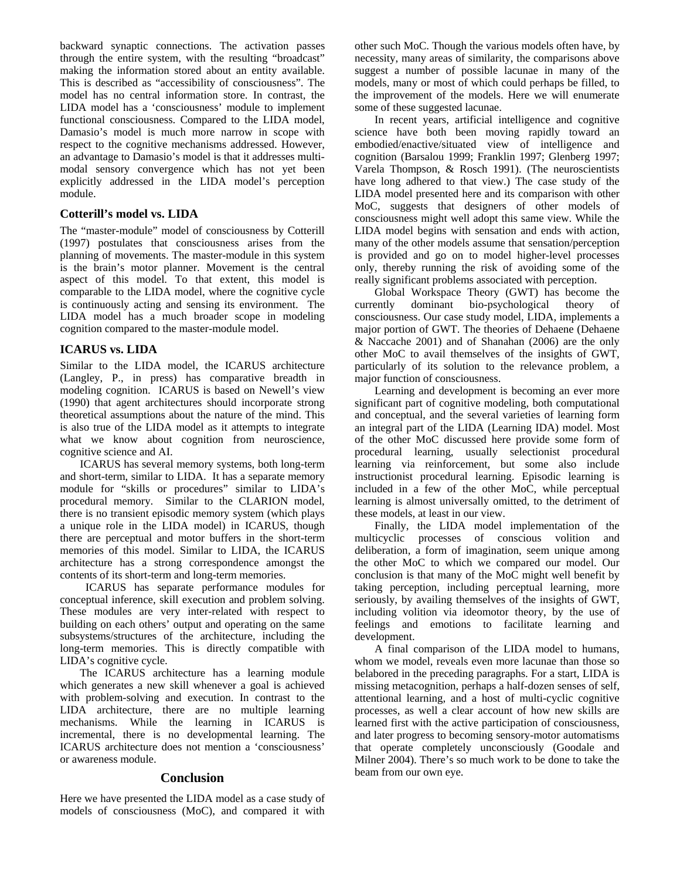backward synaptic connections. The activation passes through the entire system, with the resulting "broadcast" making the information stored about an entity available. This is described as "accessibility of consciousness". The model has no central information store. In contrast, the LIDA model has a 'consciousness' module to implement functional consciousness. Compared to the LIDA model, Damasio's model is much more narrow in scope with respect to the cognitive mechanisms addressed. However, an advantage to Damasio's model is that it addresses multi-modal sensory convergence which has not yet been explicitly addressed in the LIDA model's perception module.

### Cotterill's model vs. LIDA

The "master-module" model of consciousness by Cotterill (1997) postulates that consciousness arises from the planning of movements. The master-module in this system is the brain's motor planner. Movement is the central aspect of this model. To that extent, this model is comparable to the LIDA model, where the cognitive cycle is continuously acting and sensing its environment. The LIDA model has a much broader scope in modeling cognition compared to the master-module model.

### ICARUS vs. LIDA

Similar to the LIDA model, the ICARUS architecture (Langley, P., in press) has comparative breadth in modeling cognition. ICARUS is based on Newell's view (1990) that agent architectures should incorporate strong theoretical assumptions about the nature of the mind. This is also true of the LIDA model as it attempts to integrate what we know about cognition from neuroscience, cognitive science and AI.

ICARUS has several memory systems, both long-term and short-term, similar to LIDA. It has a separate memory module for "skills or procedures" similar to LIDA's procedural memory. Similar to the CLARION model, there is no transient episodic memory system (which plays a unique role in the LIDA model) in ICARUS, though there are perceptual and motor buffers in the short-term memories of this model. Similar to LIDA, the ICARUS architecture has a strong correspondence amongst the contents of its short-term and long-term memories.

ICARUS has separate performance modules for conceptual inference, skill execution and problem solving. These modules are very inter-related with respect to building on each others' output and operating on the same subsystems/structures of the architecture, including the long-term memories. This is directly compatible with LIDA's cognitive cycle.

The ICARUS architecture has a learning module which generates a new skill whenever a goal is achieved with problem-solving and execution. In contrast to the LIDA architecture, there are no multiple learning mechanisms. While the learning in ICARUS is incremental, there is no developmental learning. The ICARUS architecture does not mention a 'consciousness' or awareness module.

## Conclusion

Here we have presented the LIDA model as a case study of models of consciousness (MoC), and compared it with other such MoC. Though the various models often have, by necessity, many areas of similarity, the comparisons above suggest a number of possible lacunae in many of the models, many or most of which could perhaps be filled, to the improvement of the models. Here we will enumerate some of these suggested lacunae.

In recent years, artificial intelligence and cognitive science have both been moving rapidly toward an embodied/enactive/situated view of intelligence and cognition (Barsalou 1999; Franklin 1997; Glenberg 1997; Varela Thompson, & Rosch 1991). (The neuroscientists have long adhered to that view.) The case study of the LIDA model presented here and its comparison with other MoC, suggests that designers of other models of consciousness might well adopt this same view. While the LIDA model begins with sensation and ends with action, many of the other models assume that sensation/perception is provided and go on to model higher-level processes only, thereby running the risk of avoiding some of the really significant problems associated with perception.

Global Workspace Theory (GWT) has become the currently dominant bio-psychological theory of consciousness. Our case study model, LIDA, implements a major portion of GWT. The theories of Dehaene (Dehaene & Naccache 2001) and of Shanahan (2006) are the only other MoC to avail themselves of the insights of GWT, particularly of its solution to the relevance problem, a major function of consciousness.

Learning and development is becoming an ever more significant part of cognitive modeling, both computational and conceptual, and the several varieties of learning form an integral part of the LIDA (Learning IDA) model. Most of the other MoC discussed here provide some form of procedural learning, usually selectionist procedural learning via reinforcement, but some also include instructionist procedural learning. Episodic learning is included in a few of the other MoC, while perceptual learning is almost universally omitted, to the detriment of these models, at least in our view.

Finally, the LIDA model implementation of the multicyclic processes of conscious volition and deliberation, a form of imagination, seem unique among the other MoC to which we compared our model. Our conclusion is that many of the MoC might well benefit by taking perception, including perceptual learning, more seriously, by availing themselves of the insights of GWT, including volition via ideomotor theory, by the use of feelings and emotions to facilitate learning and development.

A final comparison of the LIDA model to humans, whom we model, reveals even more lacunae than those so belabored in the preceding paragraphs. For a start, LIDA is missing metacognition, perhaps a half-dozen senses of self, attentional learning, and a host of multi-cyclic cognitive processes, as well a clear account of how new skills are learned first with the active participation of consciousness, and later progress to becoming sensory-motor automatisms that operate completely unconsciously (Goodale and Milner 2004). There's so much work to be done to take the beam from our own eye.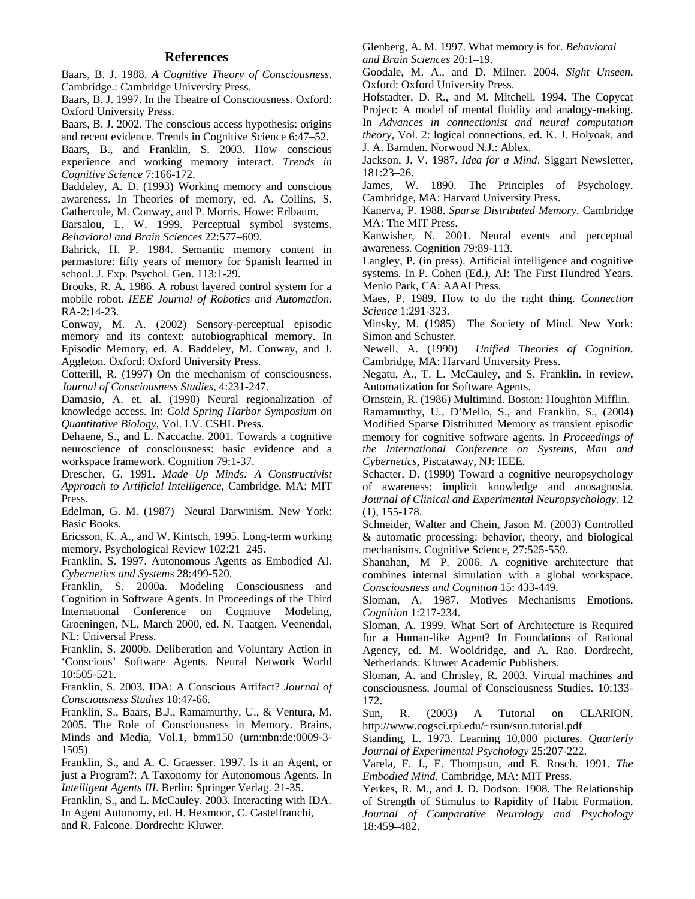## References

Baars, B. J. 1988. *A Cognitive Theory of Consciousness*. Cambridge.: Cambridge University Press.

Baars, B. J. 1997. In the Theatre of Consciousness. Oxford: Oxford University Press.

Baars, B. J. 2002. The conscious access hypothesis: origins and recent evidence. Trends in Cognitive Science 6:47–52.

Baars, B., and Franklin, S. 2003. How conscious experience and working memory interact. *Trends in Cognitive Science* 7:166-172.

Baddeley, A. D. (1993) Working memory and conscious awareness. In Theories of memory, ed. A. Collins, S. Gathercole, M. Conway, and P. Morris. Howe: Erlbaum.

Barsalou, L. W. 1999. Perceptual symbol systems. *Behavioral and Brain Sciences* 22:577–609.

Bahrick, H. P. 1984. Semantic memory content in permastore: fifty years of memory for Spanish learned in school. J. Exp. Psychol. Gen. 113:1-29.

Brooks, R. A. 1986. A robust layered control system for a mobile robot. *IEEE Journal of Robotics and Automation*. RA-2:14-23.

Conway, M. A. (2002) Sensory-perceptual episodic memory and its context: autobiographical memory. In Episodic Memory, ed. A. Baddeley, M. Conway, and J. Aggleton. Oxford: Oxford University Press.

Cotterill, R. (1997) On the mechanism of consciousness. *Journal of Consciousness Studies*, 4:231-247.

Damasio, A. et. al. (1990) Neural regionalization of knowledge access. In: *Cold Spring Harbor Symposium on Quantitative Biology*, Vol. LV. CSHL Press.

Dehaene, S., and L. Naccache. 2001. Towards a cognitive neuroscience of consciousness: basic evidence and a workspace framework. Cognition 79:1-37.

Drescher, G. 1991. *Made Up Minds: A Constructivist Approach to Artificial Intelligence*, Cambridge, MA: MIT Press.

Edelman, G. M. (1987) Neural Darwinism. New York: Basic Books.

Ericsson, K. A., and W. Kintsch. 1995. Long-term working memory. Psychological Review 102:21–245.

Franklin, S. 1997. Autonomous Agents as Embodied AI. *Cybernetics and Systems* 28:499-520.

Franklin, S. 2000a. Modeling Consciousness and Cognition in Software Agents. In Proceedings of the Third International Conference on Cognitive Modeling, Groeningen, NL, March 2000, ed. N. Taatgen. Veenendal, NL: Universal Press.

Franklin, S. 2000b. Deliberation and Voluntary Action in 'Conscious' Software Agents. Neural Network World 10:505-521.

Franklin, S. 2003. IDA: A Conscious Artifact? *Journal of Consciousness Studies* 10:47-66.

Franklin, S., Baars, B.J., Ramamurthy, U., & Ventura, M. 2005. The Role of Consciousness in Memory. Brains, Minds and Media, Vol.1, bmm150 (urn:nbn:de:0009-3-1505)

Franklin, S., and A. C. Graesser. 1997. Is it an Agent, or just a Program?: A Taxonomy for Autonomous Agents. In *Intelligent Agents III*. Berlin: Springer Verlag. 21-35.

Franklin, S., and L. McCauley. 2003. Interacting with IDA. In Agent Autonomy, ed. H. Hexmoor, C. Castelfranchi, and R. Falcone. Dordrecht: Kluwer.

Glenberg, A. M. 1997. What memory is for. *Behavioral and Brain Sciences* 20:1–19.

Goodale, M. A., and D. Milner. 2004. *Sight Unseen*. Oxford: Oxford University Press.

Hofstadter, D. R., and M. Mitchell. 1994. The Copycat Project: A model of mental fluidity and analogy-making. In *Advances in connectionist and neural computation theory*, Vol. 2: logical connections, ed. K. J. Holyoak, and J. A. Barnden. Norwood N.J.: Ablex.

Jackson, J. V. 1987. *Idea for a Mind*. Siggart Newsletter, 181:23–26.

James, W. 1890. The Principles of Psychology. Cambridge, MA: Harvard University Press.

Kanerva, P. 1988. *Sparse Distributed Memory*. Cambridge MA: The MIT Press.

Kanwisher, N. 2001. Neural events and perceptual awareness. Cognition 79:89-113.

Langley, P. (in press). Artificial intelligence and cognitive systems. In P. Cohen (Ed.), AI: The First Hundred Years. Menlo Park, CA: AAAI Press.

Maes, P. 1989. How to do the right thing. *Connection Science* 1:291-323.

Minsky, M. (1985) The Society of Mind. New York: Simon and Schuster.

Newell, A. (1990) *Unified Theories of Cognition*. Cambridge, MA: Harvard University Press.

Negatu, A., T. L. McCauley, and S. Franklin. in review. Automatization for Software Agents.

Ornstein, R. (1986) Multimind. Boston: Houghton Mifflin.

Ramamurthy, U., D'Mello, S., and Franklin, S., (2004) Modified Sparse Distributed Memory as transient episodic memory for cognitive software agents. In *Proceedings of the International Conference on Systems, Man and Cybernetics*, Piscataway, NJ: IEEE.

Schacter, D. (1990) Toward a cognitive neuropsychology of awareness: implicit knowledge and anosagnosia. *Journal of Clinical and Experimental Neuropsychology*. 12 (1), 155-178.

Schneider, Walter and Chein, Jason M. (2003) Controlled & automatic processing: behavior, theory, and biological mechanisms. Cognitive Science, 27:525-559.

Shanahan, M P. 2006. A cognitive architecture that combines internal simulation with a global workspace. *Consciousness and Cognition* 15: 433-449.

Sloman, A. 1987. Motives Mechanisms Emotions. *Cognition* 1:217-234.

Sloman, A. 1999. What Sort of Architecture is Required for a Human-like Agent? In Foundations of Rational Agency, ed. M. Wooldridge, and A. Rao. Dordrecht, Netherlands: Kluwer Academic Publishers.

Sloman, A. and Chrisley, R. 2003. Virtual machines and consciousness. Journal of Consciousness Studies. 10:133-172.

Sun, R. (2003) A Tutorial on CLARION. http://www.cogsci.rpi.edu/~rsun/sun.tutorial.pdf

Standing, L. 1973. Learning 10,000 pictures. *Quarterly Journal of Experimental Psychology* 25:207-222.

Varela, F. J., E. Thompson, and E. Rosch. 1991. *The Embodied Mind*. Cambridge, MA: MIT Press.

Yerkes, R. M., and J. D. Dodson. 1908. The Relationship of Strength of Stimulus to Rapidity of Habit Formation. *Journal of Comparative Neurology and Psychology* 18:459–482.